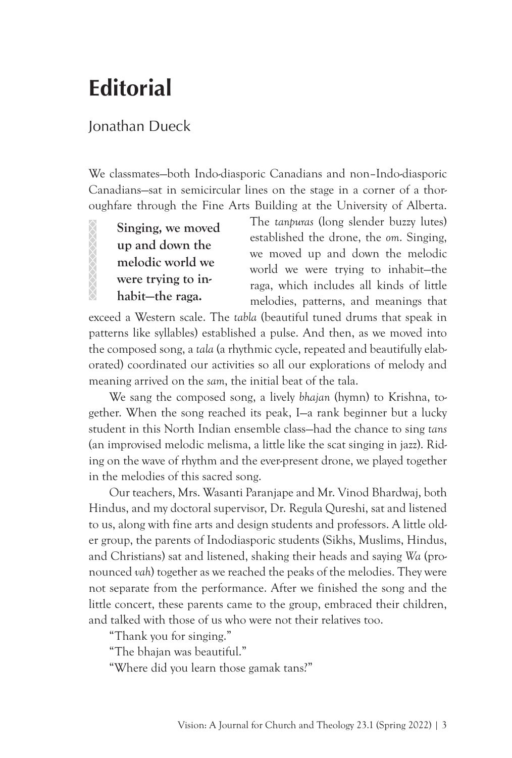# Editorial

Jonathan Dueck

> **Singing, we moved up and down the melodic world we were trying to inhabit—the raga.**

We classmates—both Indo-diasporic Canadians and non–Indo-diasporic Canadians—sat in semicircular lines on the stage in a corner of a thoroughfare through the Fine Arts Building at the University of Alberta. The *tanpuras* (long slender buzzy lutes) established the drone, the *om*. Singing, we moved up and down the melodic world we were trying to inhabit—the raga, which includes all kinds of little melodies, patterns, and meanings that exceed a Western scale. The *tabla* (beautiful tuned drums that speak in patterns like syllables) established a pulse. And then, as we moved into the composed song, a *tala* (a rhythmic cycle, repeated and beautifully elaborated) coordinated our activities so all our explorations of melody and meaning arrived on the *sam*, the initial beat of the tala.

We sang the composed song, a lively *bhajan* (hymn) to Krishna, together. When the song reached its peak, I—a rank beginner but a lucky student in this North Indian ensemble class—had the chance to sing *tans* (an improvised melodic melisma, a little like the scat singing in jazz). Riding on the wave of rhythm and the ever-present drone, we played together in the melodies of this sacred song.

Our teachers, Mrs. Wasanti Paranjape and Mr. Vinod Bhardwaj, both Hindus, and my doctoral supervisor, Dr. Regula Qureshi, sat and listened to us, along with fine arts and design students and professors. A little older group, the parents of Indodiasporic students (Sikhs, Muslims, Hindus, and Christians) sat and listened, shaking their heads and saying *Wa* (pronounced *vah*) together as we reached the peaks of the melodies. They were not separate from the performance. After we finished the song and the little concert, these parents came to the group, embraced their children, and talked with those of us who were not their relatives too.

"Thank you for singing."

"The bhajan was beautiful."

"Where did you learn those gamak tans?"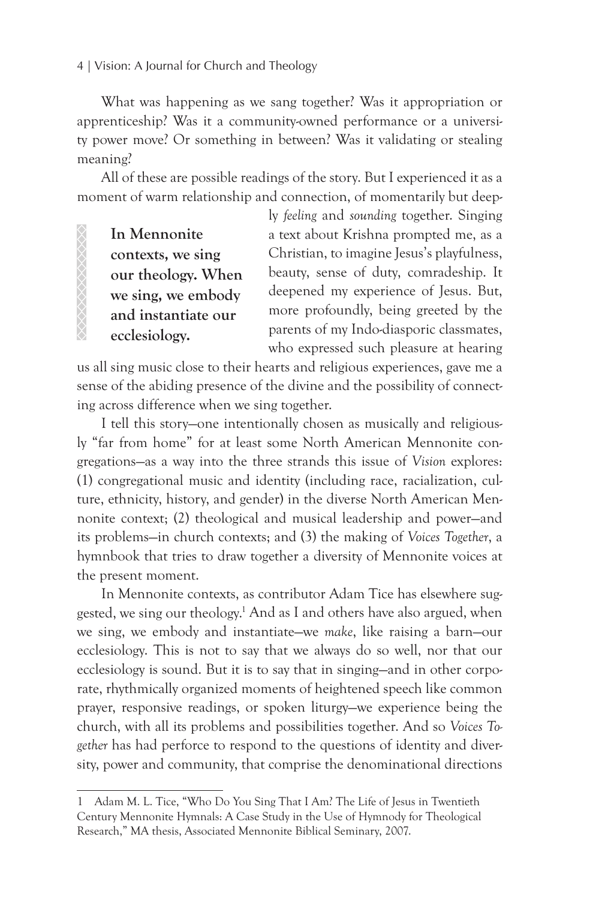What was happening as we sang together? Was it appropriation or apprenticeship? Was it a community-owned performance or a university power move? Or something in between? Was it validating or stealing meaning?

All of these are possible readings of the story. But I experienced it as a moment of warm relationship and connection, of momentarily but deeply *feeling* and *sounding* together. Singing a text about Krishna prompted me, as a Christian, to imagine Jesus's playfulness, beauty, sense of duty, comradeship. It deepened my experience of Jesus. But, more profoundly, being greeted by the parents of my Indo-diasporic classmates, who expressed such pleasure at hearing us all sing music close to their hearts and religious experiences, gave me a sense of the abiding presence of the divine and the possibility of connecting across difference when we sing together.

> **In Mennonite contexts, we sing our theology. When we sing, we embody and instantiate our ecclesiology.**

I tell this story—one intentionally chosen as musically and religiously "far from home" for at least some North American Mennonite congregations—as a way into the three strands this issue of *Vision* explores: (1) congregational music and identity (including race, racialization, culture, ethnicity, history, and gender) in the diverse North American Mennonite context; (2) theological and musical leadership and power—and its problems—in church contexts; and (3) the making of *Voices Together*, a hymnbook that tries to draw together a diversity of Mennonite voices at the present moment.

In Mennonite contexts, as contributor Adam Tice has elsewhere suggested, we sing our theology.[1] And as I and others have also argued, when we sing, we embody and instantiate—we *make*, like raising a barn—our ecclesiology. This is not to say that we always do so well, nor that our ecclesiology is sound. But it is to say that in singing—and in other corporate, rhythmically organized moments of heightened speech like common prayer, responsive readings, or spoken liturgy—we experience being the church, with all its problems and possibilities together. And so *Voices Together* has had perforce to respond to the questions of identity and diversity, power and community, that comprise the denominational directions

---

1 Adam M. L. Tice, "Who Do You Sing That I Am? The Life of Jesus in Twentieth Century Mennonite Hymnals: A Case Study in the Use of Hymnody for Theological Research," MA thesis, Associated Mennonite Biblical Seminary, 2007.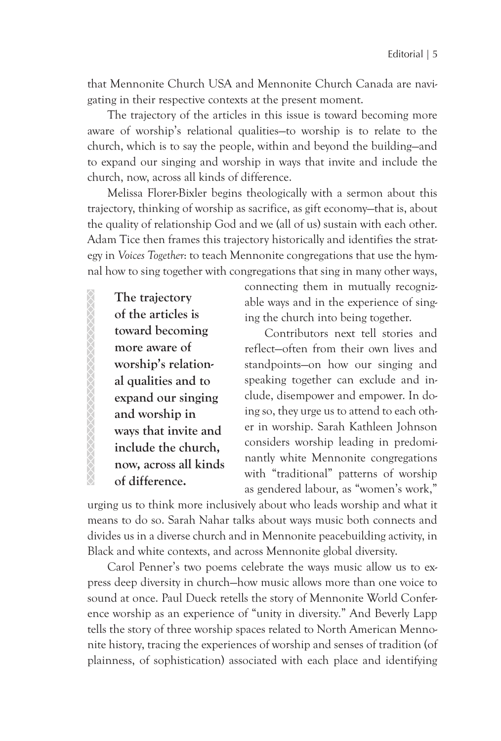that Mennonite Church USA and Mennonite Church Canada are navigating in their respective contexts at the present moment.

The trajectory of the articles in this issue is toward becoming more aware of worship's relational qualities—to worship is to relate to the church, which is to say the people, within and beyond the building—and to expand our singing and worship in ways that invite and include the church, now, across all kinds of difference.

Melissa Florer-Bixler begins theologically with a sermon about this trajectory, thinking of worship as sacrifice, as gift economy—that is, about the quality of relationship God and we (all of us) sustain with each other. Adam Tice then frames this trajectory historically and identifies the strategy in *Voices Together*: to teach Mennonite congregations that use the hymnal how to sing together with congregations that sing in many other ways, connecting them in mutually recognizable ways and in the experience of singing the church into being together.

> **The trajectory of the articles is toward becoming more aware of worship's relational qualities and to expand our singing and worship in ways that invite and include the church, now, across all kinds of difference.**

Contributors next tell stories and reflect—often from their own lives and standpoints—on how our singing and speaking together can exclude and include, disempower and empower. In doing so, they urge us to attend to each other in worship. Sarah Kathleen Johnson considers worship leading in predominantly white Mennonite congregations with "traditional" patterns of worship as gendered labour, as "women's work," urging us to think more inclusively about who leads worship and what it means to do so. Sarah Nahar talks about ways music both connects and divides us in a diverse church and in Mennonite peacebuilding activity, in Black and white contexts, and across Mennonite global diversity.

Carol Penner's two poems celebrate the ways music allow us to express deep diversity in church—how music allows more than one voice to sound at once. Paul Dueck retells the story of Mennonite World Conference worship as an experience of "unity in diversity." And Beverly Lapp tells the story of three worship spaces related to North American Mennonite history, tracing the experiences of worship and senses of tradition (of plainness, of sophistication) associated with each place and identifying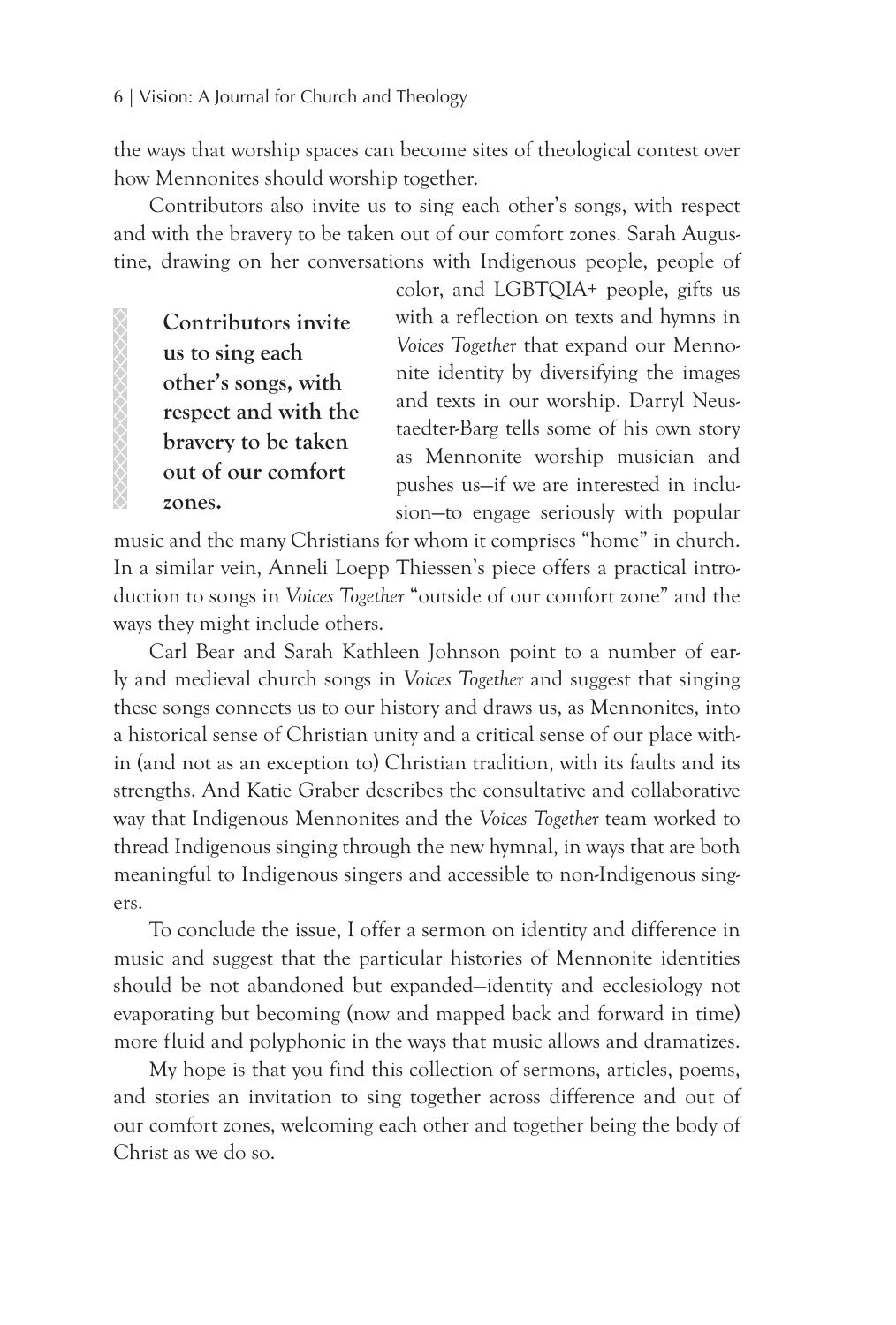the ways that worship spaces can become sites of theological contest over how Mennonites should worship together.

Contributors also invite us to sing each other's songs, with respect and with the bravery to be taken out of our comfort zones. Sarah Augustine, drawing on her conversations with Indigenous people, people of color, and LGBTQIA+ people, gifts us with a reflection on texts and hymns in *Voices Together* that expand our Mennonite identity by diversifying the images and texts in our worship. Darryl Neustaedter-Barg tells some of his own story as Mennonite worship musician and pushes us—if we are interested in inclusion—to engage seriously with popular music and the many Christians for whom it comprises "home" in church. In a similar vein, Anneli Loepp Thiessen's piece offers a practical introduction to songs in *Voices Together* "outside of our comfort zone" and the ways they might include others.

> **Contributors invite us to sing each other's songs, with respect and with the bravery to be taken out of our comfort zones.**

Carl Bear and Sarah Kathleen Johnson point to a number of early and medieval church songs in *Voices Together* and suggest that singing these songs connects us to our history and draws us, as Mennonites, into a historical sense of Christian unity and a critical sense of our place within (and not as an exception to) Christian tradition, with its faults and its strengths. And Katie Graber describes the consultative and collaborative way that Indigenous Mennonites and the *Voices Together* team worked to thread Indigenous singing through the new hymnal, in ways that are both meaningful to Indigenous singers and accessible to non-Indigenous singers.

To conclude the issue, I offer a sermon on identity and difference in music and suggest that the particular histories of Mennonite identities should be not abandoned but expanded—identity and ecclesiology not evaporating but becoming (now and mapped back and forward in time) more fluid and polyphonic in the ways that music allows and dramatizes.

My hope is that you find this collection of sermons, articles, poems, and stories an invitation to sing together across difference and out of our comfort zones, welcoming each other and together being the body of Christ as we do so.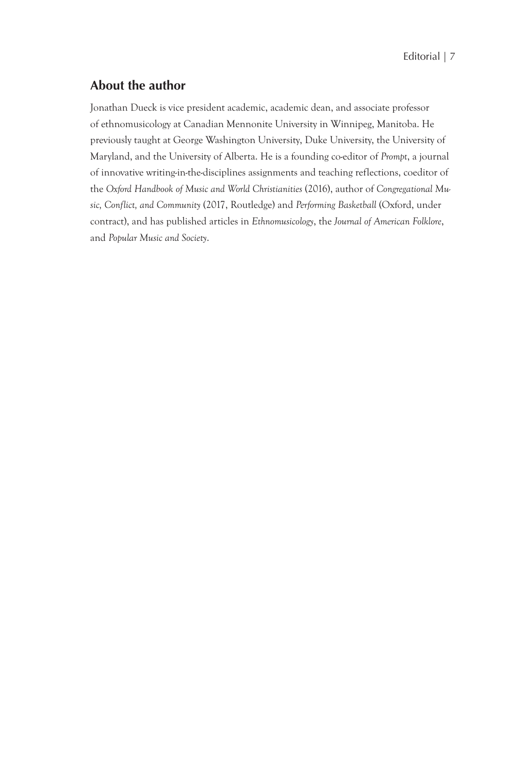## About the author

Jonathan Dueck is vice president academic, academic dean, and associate professor of ethnomusicology at Canadian Mennonite University in Winnipeg, Manitoba. He previously taught at George Washington University, Duke University, the University of Maryland, and the University of Alberta. He is a founding co-editor of *Prompt*, a journal of innovative writing-in-the-disciplines assignments and teaching reflections, coeditor of the *Oxford Handbook of Music and World Christianities* (2016), author of *Congregational Music, Conflict, and Community* (2017, Routledge) and *Performing Basketball* (Oxford, under contract), and has published articles in *Ethnomusicology*, the *Journal of American Folklore*, and *Popular Music and Society*.